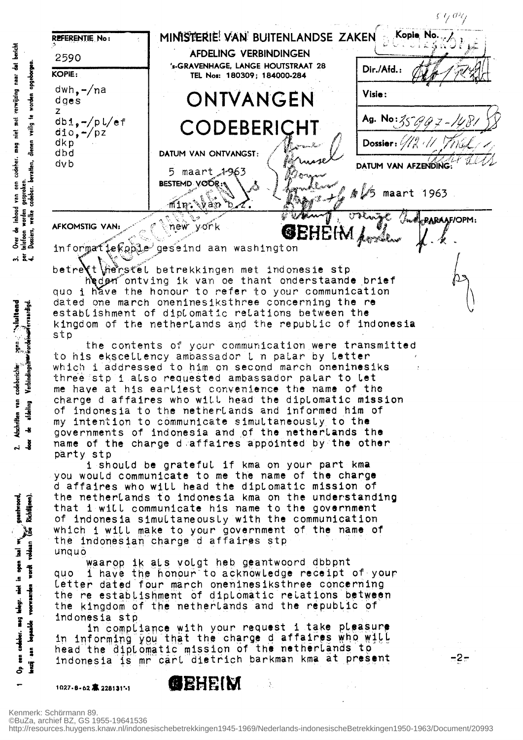REFERENTIE No: 2590

KOPIE:
dwh,-/na
dges
z
dbi,-/pl/ef
dio,-/pz
dkp
dbd
dvb

# MINISTERIE VAN BUITENLANDSE ZAKEN

AFDELING VERBINDINGEN
's-GRAVENHAGE, LANGE HOUTSTRAAT 28
TEL Nos: 180309; 184000-284

# ONTVANGEN CODEBERICHT

Kopie No.

Dir./Afd.:

Visie:

Ag. No: 35997-1481

Dossier: 912.11

DATUM VAN ONTVANGST: 5 maart 1963

BESTEMD VOOR: min. van b.z.

DATUM VAN AFZENDING: 5 maart 1963

AFKOMSTIG VAN: new york

PARAAF/OPM:

**GEHEIM**

informatiekopie geseind aan washington

betreft herstel betrekkingen met indonesie stp
heden ontving ik van oe thant onderstaande brief
quo i have the honour to refer to your communication dated one march oneninesiksthree concerning the re establishment of diplomatic relations between the kingdom of the netherlands and the republic of indonesia stp

the contents of your communication were transmitted to his ekscellency ambassador l n palar by letter which i addressed to him on second march oneninesiks three stp i also requested ambassador palar to let me have at his earliest convenience the name of the charge d affaires who will head the diplomatic mission of indonesia to the netherlands and informed him of my intention to communicate simultaneously to the governments of indonesia and of the netherlands the name of the charge d affaires appointed by the other party stp

i should be grateful if kma on your part kma you would communicate to me the name of the charge d affaires who will head the diplomatic mission of the netherlands to indonesia kma on the understanding that i will communicate his name to the government of indonesia simultaneously with the communication which i will make to your government of the name of the indonesian charge d affaires stp
unquo

waarop ik als volgt heb geantwoord dbbpnt
quo i have the honour to acknowledge receipt of your letter dated four march oneninesiksthree concerning the re establishment of diplomatic relations between the kingdom of the netherlands and the republic of indonesia stp

in compliance with your request i take pleasure in informing you that the charge d affaires who will head the diplomatic mission of the netherlands to indonesia is mr carl dietrich barkman kma at present

-2-

**GEHEIM**

1. Op een codeber. mag telegr. niet in open taal worden geantwoord, tenzij aan bepaalde voorwaarden wordt voldaan (zie Richtlijnen).
2. Afschriften van codeberichten mogen uitsluitend door de afdeling Verbindingen worden vervaardigd.
3. Over de inhoud van een codeber. mag niet met verwijzing naar dat bericht per telefoon worden gesproken.
4. Dossiers, welke codeber. bevatten, dienen veilig te worden opgeborgen.

Kenmerk: Schürmann 89.
©BuZa, archief BZ, GS 1955-19641536
http://resources.huygens.knaw.nl/indonesischebetrekkingen1945-1969/Nederlands-indonesischeBetrekkingen1950-1963/Document/20993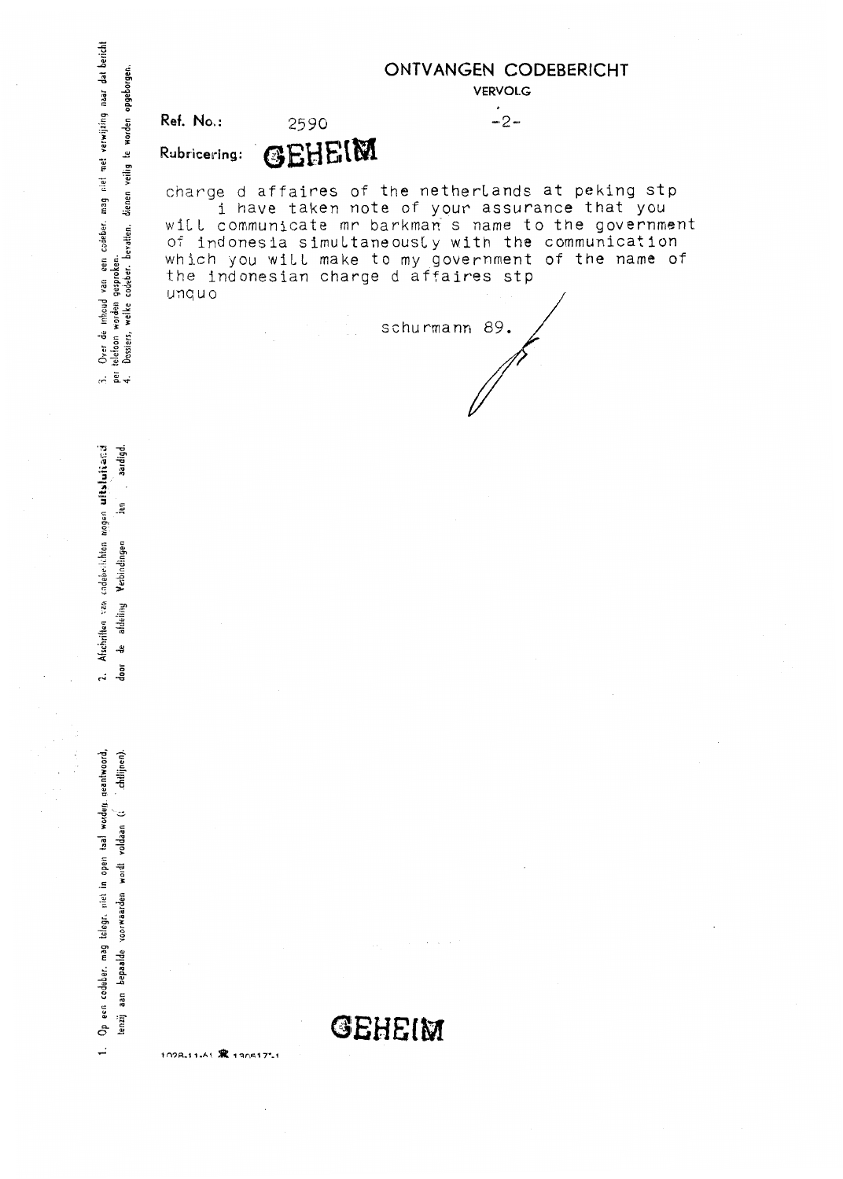# ONTVANGEN CODEBERICHT

VERVOLG

-2-

Ref. No.: 2590

Rubricering: **GEHEIM**

charge d affaires of the netherlands at peking stp
i have taken note of your assurance that you will communicate mr barkman s name to the government of indonesia simultaneously with the communication which you will make to my government of the name of the indonesian charge d affaires stp
unquo

schurmann 89.

1. Op een codeber. mag telegr. niet in open taal worden geantwoord, tenzij aan bepaalde voorwaarden wordt voldaan (i  chtlijnen).
2. Afschriften van codeberichten mogen **uitsluitend** door de afdeling Verbindingen  den  aardigd.
3. Over de inhoud van een codeber. mag niet met verwijzing naar dat bericht per telefoon worden gesproken.
4. Dossiers, welke codeber. bevatten, dienen veilig te worden opgeborgen.

**GEHEIM**

1028-11-61 130517-1